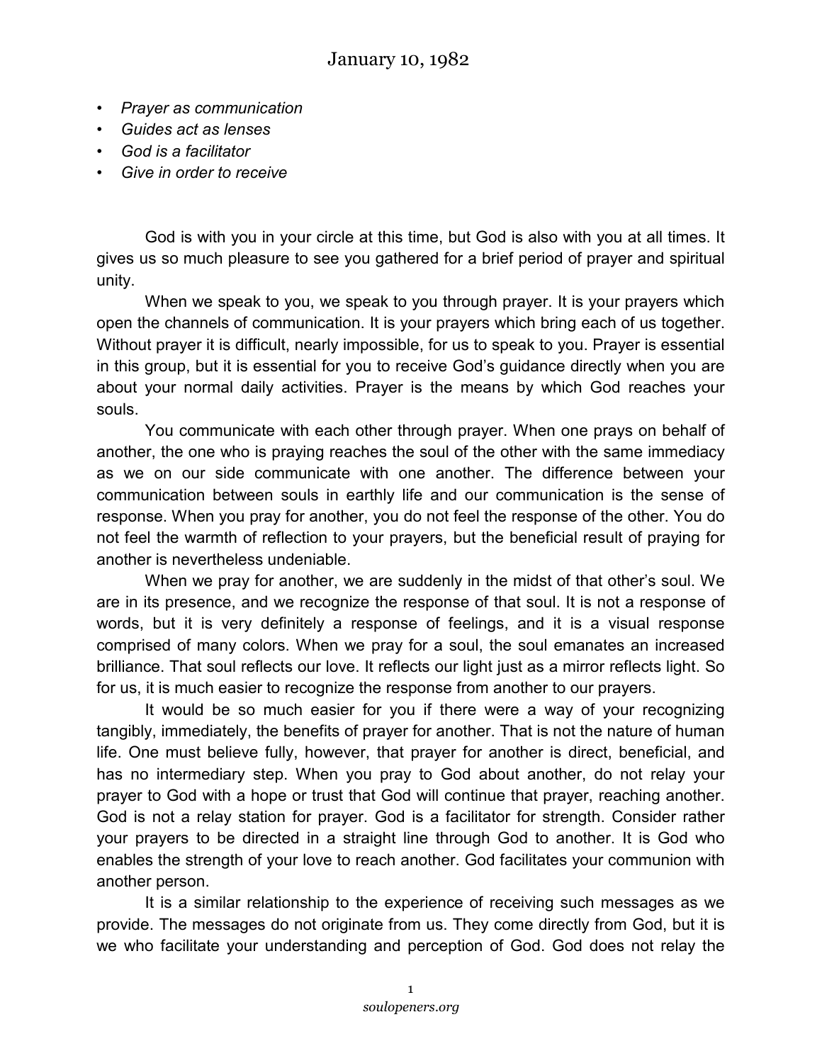# January 10, 1982

- *Prayer as communication*
- *Guides act as lenses*
- *God is a facilitator*
- *Give in order to receive*

God is with you in your circle at this time, but God is also with you at all times. It gives us so much pleasure to see you gathered for a brief period of prayer and spiritual unity.

When we speak to you, we speak to you through prayer. It is your prayers which open the channels of communication. It is your prayers which bring each of us together. Without prayer it is difficult, nearly impossible, for us to speak to you. Prayer is essential in this group, but it is essential for you to receive God's guidance directly when you are about your normal daily activities. Prayer is the means by which God reaches your souls.

You communicate with each other through prayer. When one prays on behalf of another, the one who is praying reaches the soul of the other with the same immediacy as we on our side communicate with one another. The difference between your communication between souls in earthly life and our communication is the sense of response. When you pray for another, you do not feel the response of the other. You do not feel the warmth of reflection to your prayers, but the beneficial result of praying for another is nevertheless undeniable.

When we pray for another, we are suddenly in the midst of that other's soul. We are in its presence, and we recognize the response of that soul. It is not a response of words, but it is very definitely a response of feelings, and it is a visual response comprised of many colors. When we pray for a soul, the soul emanates an increased brilliance. That soul reflects our love. It reflects our light just as a mirror reflects light. So for us, it is much easier to recognize the response from another to our prayers.

It would be so much easier for you if there were a way of your recognizing tangibly, immediately, the benefits of prayer for another. That is not the nature of human life. One must believe fully, however, that prayer for another is direct, beneficial, and has no intermediary step. When you pray to God about another, do not relay your prayer to God with a hope or trust that God will continue that prayer, reaching another. God is not a relay station for prayer. God is a facilitator for strength. Consider rather your prayers to be directed in a straight line through God to another. It is God who enables the strength of your love to reach another. God facilitates your communion with another person.

It is a similar relationship to the experience of receiving such messages as we provide. The messages do not originate from us. They come directly from God, but it is we who facilitate your understanding and perception of God. God does not relay the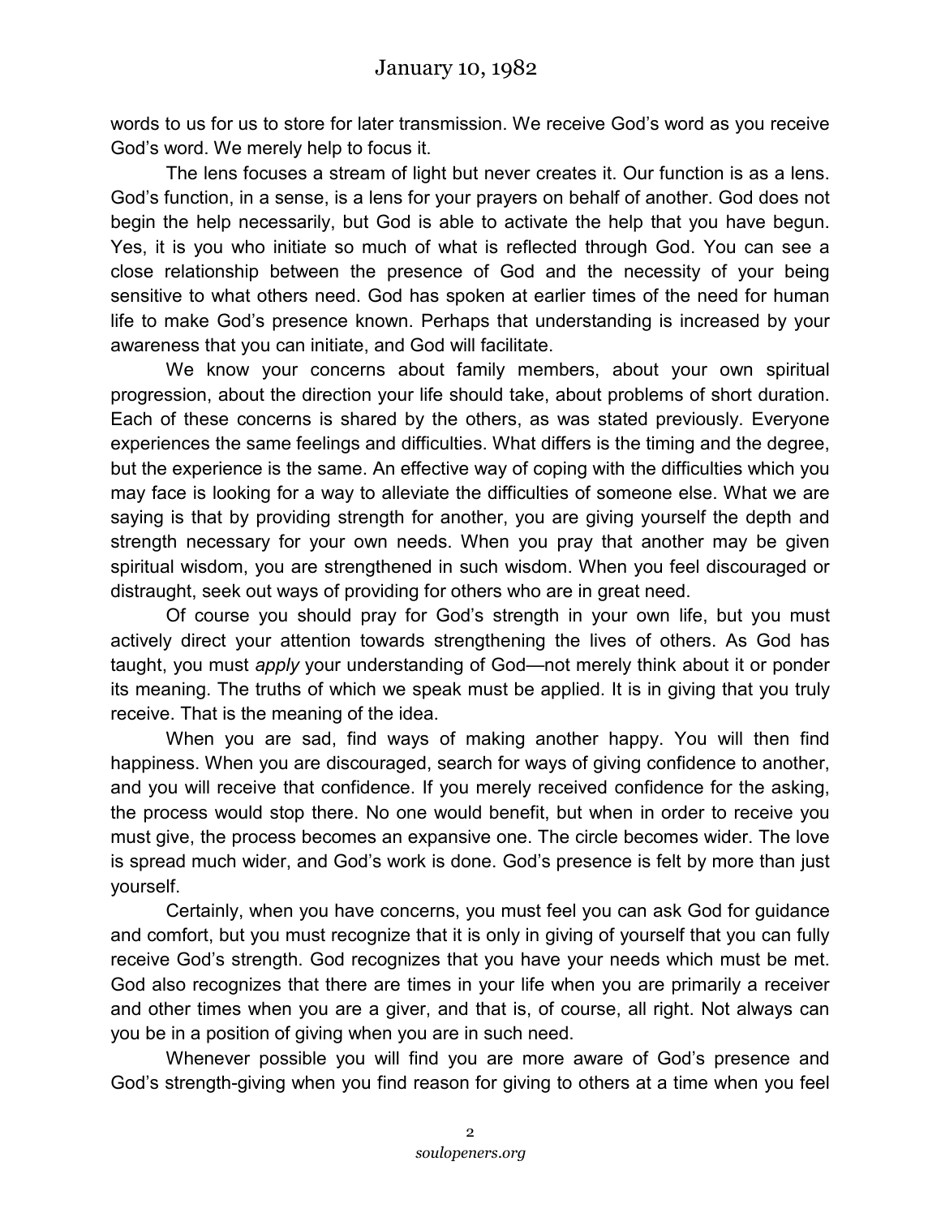words to us for us to store for later transmission. We receive God's word as you receive God's word. We merely help to focus it.

The lens focuses a stream of light but never creates it. Our function is as a lens. God's function, in a sense, is a lens for your prayers on behalf of another. God does not begin the help necessarily, but God is able to activate the help that you have begun. Yes, it is you who initiate so much of what is reflected through God. You can see a close relationship between the presence of God and the necessity of your being sensitive to what others need. God has spoken at earlier times of the need for human life to make God's presence known. Perhaps that understanding is increased by your awareness that you can initiate, and God will facilitate.

We know your concerns about family members, about your own spiritual progression, about the direction your life should take, about problems of short duration. Each of these concerns is shared by the others, as was stated previously. Everyone experiences the same feelings and difficulties. What differs is the timing and the degree, but the experience is the same. An effective way of coping with the difficulties which you may face is looking for a way to alleviate the difficulties of someone else. What we are saying is that by providing strength for another, you are giving yourself the depth and strength necessary for your own needs. When you pray that another may be given spiritual wisdom, you are strengthened in such wisdom. When you feel discouraged or distraught, seek out ways of providing for others who are in great need.

Of course you should pray for God's strength in your own life, but you must actively direct your attention towards strengthening the lives of others. As God has taught, you must *apply* your understanding of God—not merely think about it or ponder its meaning. The truths of which we speak must be applied. It is in giving that you truly receive. That is the meaning of the idea.

When you are sad, find ways of making another happy. You will then find happiness. When you are discouraged, search for ways of giving confidence to another, and you will receive that confidence. If you merely received confidence for the asking, the process would stop there. No one would benefit, but when in order to receive you must give, the process becomes an expansive one. The circle becomes wider. The love is spread much wider, and God's work is done. God's presence is felt by more than just yourself.

Certainly, when you have concerns, you must feel you can ask God for guidance and comfort, but you must recognize that it is only in giving of yourself that you can fully receive God's strength. God recognizes that you have your needs which must be met. God also recognizes that there are times in your life when you are primarily a receiver and other times when you are a giver, and that is, of course, all right. Not always can you be in a position of giving when you are in such need.

Whenever possible you will find you are more aware of God's presence and God's strength-giving when you find reason for giving to others at a time when you feel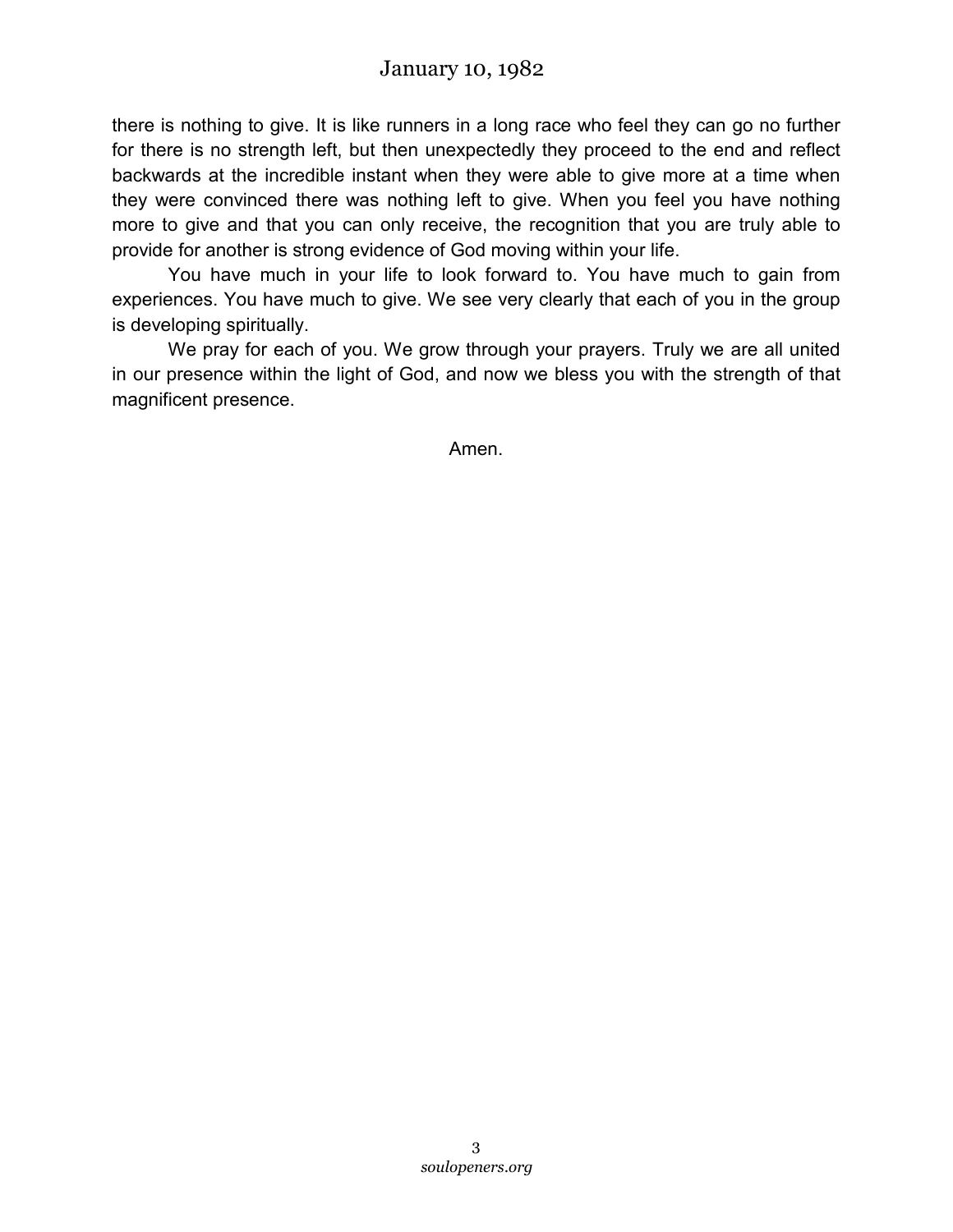there is nothing to give. It is like runners in a long race who feel they can go no further for there is no strength left, but then unexpectedly they proceed to the end and reflect backwards at the incredible instant when they were able to give more at a time when they were convinced there was nothing left to give. When you feel you have nothing more to give and that you can only receive, the recognition that you are truly able to provide for another is strong evidence of God moving within your life.

You have much in your life to look forward to. You have much to gain from experiences. You have much to give. We see very clearly that each of you in the group is developing spiritually.

We pray for each of you. We grow through your prayers. Truly we are all united in our presence within the light of God, and now we bless you with the strength of that magnificent presence.

Amen.